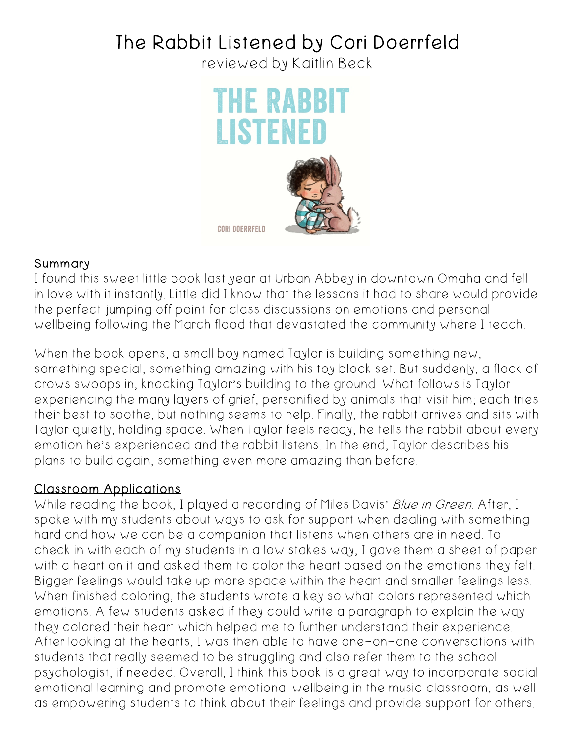# The Rabbit Listened by Cori Doerrfeld

reviewed by Kaitlin Beck

## Summary

I found this sweet little book last year at Urban Abbey in downtown Omaha and fell in love with it instantly. Little did I know that the lessons it had to share would provide the perfect jumping off point for class discussions on emotions and personal wellbeing following the March flood that devastated the community where I teach.

When the book opens, a small boy named Taylor is building something new, something special, something amazing with his toy block set. But suddenly, a flock of crows swoops in, knocking Taylor's building to the ground. What follows is Taylor experiencing the many layers of grief, personified by animals that visit him; each tries their best to soothe, but nothing seems to help. Finally, the rabbit arrives and sits with Taylor quietly, holding space. When Taylor feels ready, he tells the rabbit about every emotion he's experienced and the rabbit listens. In the end, Taylor describes his plans to build again, something even more amazing than before.

## Classroom Applications

While reading the book, I played a recording of Miles Davis' *Blue in Green*. After, I spoke with my students about ways to ask for support when dealing with something hard and how we can be a companion that listens when others are in need. To check in with each of my students in a low stakes way, I gave them a sheet of paper with a heart on it and asked them to color the heart based on the emotions they felt. Bigger feelings would take up more space within the heart and smaller feelings less. When finished coloring, the students wrote a key so what colors represented which emotions. A few students asked if they could write a paragraph to explain the way they colored their heart which helped me to further understand their experience. After looking at the hearts, I was then able to have one-on-one conversations with students that really seemed to be struggling and also refer them to the school psychologist, if needed. Overall, I think this book is a great way to incorporate social emotional learning and promote emotional wellbeing in the music classroom, as well as empowering students to think about their feelings and provide support for others.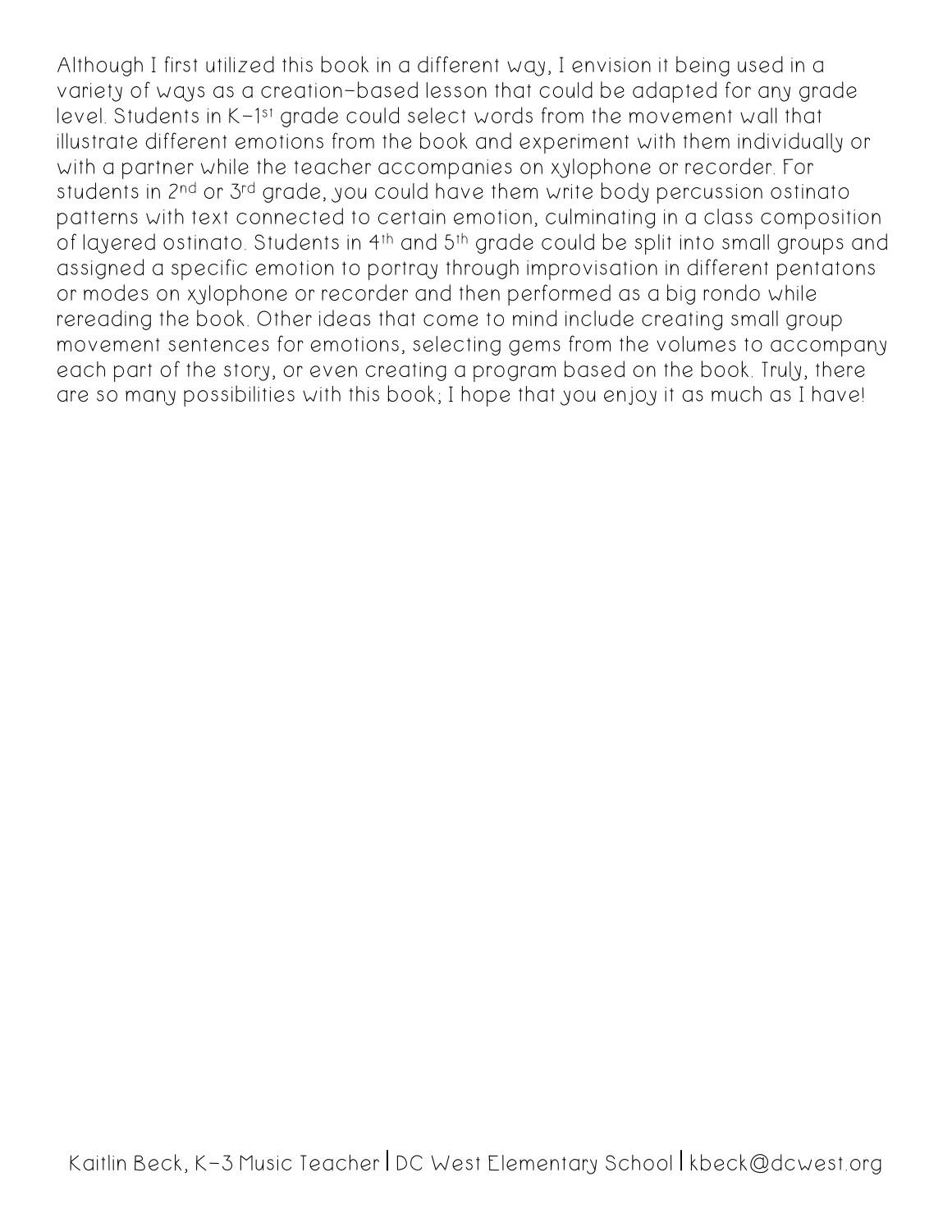Although I first utilized this book in a different way, I envision it being used in a variety of ways as a creation-based lesson that could be adapted for any grade level. Students in K-1st grade could select words from the movement wall that illustrate different emotions from the book and experiment with them individually or with a partner while the teacher accompanies on xylophone or recorder. For students in 2nd or 3rd grade, you could have them write body percussion ostinato patterns with text connected to certain emotion, culminating in a class composition of layered ostinato. Students in 4th and 5th grade could be split into small groups and assigned a specific emotion to portray through improvisation in different pentatons or modes on xylophone or recorder and then performed as a big rondo while rereading the book. Other ideas that come to mind include creating small group movement sentences for emotions, selecting gems from the volumes to accompany each part of the story, or even creating a program based on the book. Truly, there are so many possibilities with this book; I hope that you enjoy it as much as I have!